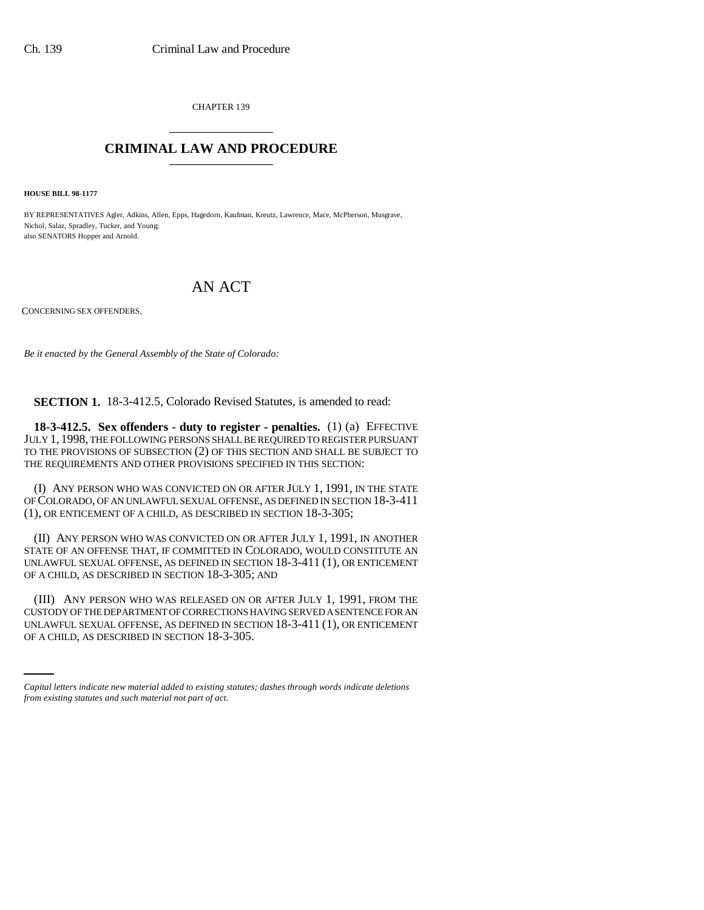CHAPTER 139

# CRIMINAL LAW AND PROCEDURE

**HOUSE BILL 98-1177**

BY REPRESENTATIVES Agler, Adkins, Allen, Epps, Hagedorn, Kaufman, Kreutz, Lawrence, Mace, McPherson, Musgrave, Nichol, Salaz, Spradley, Tucker, and Young;
also SENATORS Hopper and Arnold.

# AN ACT

CONCERNING SEX OFFENDERS.

*Be it enacted by the General Assembly of the State of Colorado:*

**SECTION 1.** 18-3-412.5, Colorado Revised Statutes, is amended to read:

**18-3-412.5. Sex offenders - duty to register - penalties.** (1) (a) EFFECTIVE JULY 1, 1998, THE FOLLOWING PERSONS SHALL BE REQUIRED TO REGISTER PURSUANT TO THE PROVISIONS OF SUBSECTION (2) OF THIS SECTION AND SHALL BE SUBJECT TO THE REQUIREMENTS AND OTHER PROVISIONS SPECIFIED IN THIS SECTION:

(I) ANY PERSON WHO WAS CONVICTED ON OR AFTER JULY 1, 1991, IN THE STATE OF COLORADO, OF AN UNLAWFUL SEXUAL OFFENSE, AS DEFINED IN SECTION 18-3-411 (1), OR ENTICEMENT OF A CHILD, AS DESCRIBED IN SECTION 18-3-305;

(II) ANY PERSON WHO WAS CONVICTED ON OR AFTER JULY 1, 1991, IN ANOTHER STATE OF AN OFFENSE THAT, IF COMMITTED IN COLORADO, WOULD CONSTITUTE AN UNLAWFUL SEXUAL OFFENSE, AS DEFINED IN SECTION 18-3-411 (1), OR ENTICEMENT OF A CHILD, AS DESCRIBED IN SECTION 18-3-305; AND

(III) ANY PERSON WHO WAS RELEASED ON OR AFTER JULY 1, 1991, FROM THE CUSTODY OF THE DEPARTMENT OF CORRECTIONS HAVING SERVED A SENTENCE FOR AN UNLAWFUL SEXUAL OFFENSE, AS DEFINED IN SECTION 18-3-411 (1), OR ENTICEMENT OF A CHILD, AS DESCRIBED IN SECTION 18-3-305.

*Capital letters indicate new material added to existing statutes; dashes through words indicate deletions from existing statutes and such material not part of act.*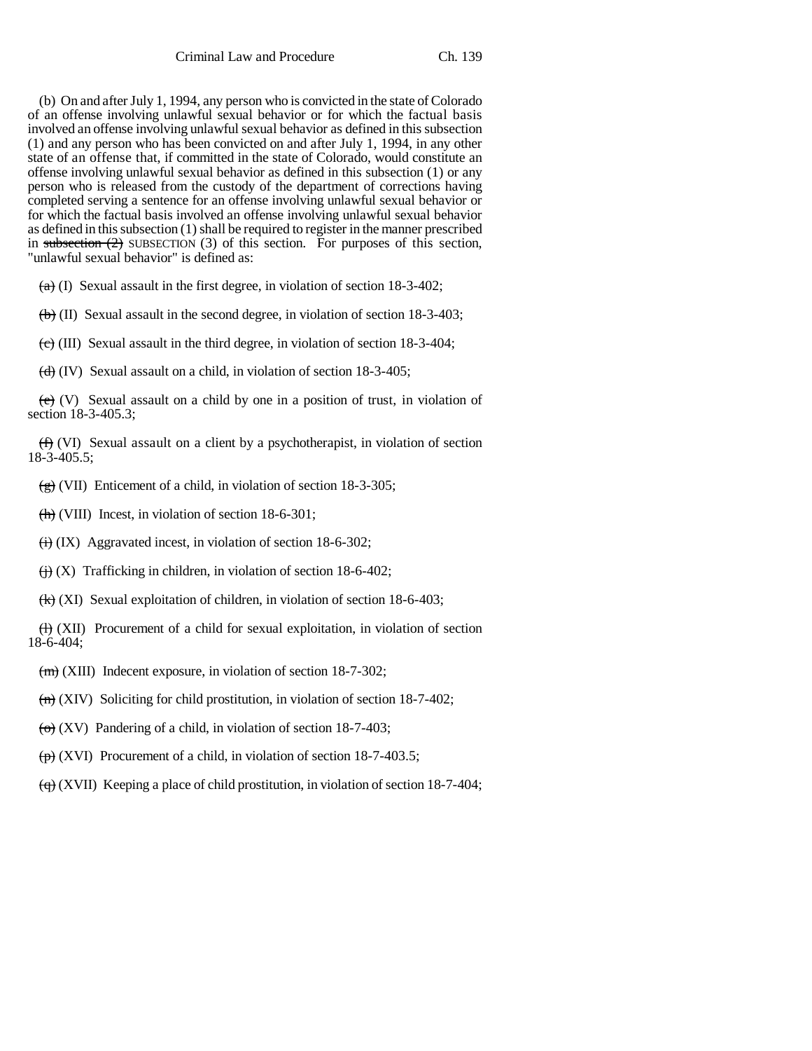(b) On and after July 1, 1994, any person who is convicted in the state of Colorado of an offense involving unlawful sexual behavior or for which the factual basis involved an offense involving unlawful sexual behavior as defined in this subsection (1) and any person who has been convicted on and after July 1, 1994, in any other state of an offense that, if committed in the state of Colorado, would constitute an offense involving unlawful sexual behavior as defined in this subsection (1) or any person who is released from the custody of the department of corrections having completed serving a sentence for an offense involving unlawful sexual behavior or for which the factual basis involved an offense involving unlawful sexual behavior as defined in this subsection (1) shall be required to register in the manner prescribed in ~~subsection (2)~~ SUBSECTION (3) of this section. For purposes of this section, "unlawful sexual behavior" is defined as:

~~(a)~~ (I) Sexual assault in the first degree, in violation of section 18-3-402;

~~(b)~~ (II) Sexual assault in the second degree, in violation of section 18-3-403;

~~(c)~~ (III) Sexual assault in the third degree, in violation of section 18-3-404;

~~(d)~~ (IV) Sexual assault on a child, in violation of section 18-3-405;

~~(e)~~ (V) Sexual assault on a child by one in a position of trust, in violation of section 18-3-405.3;

~~(f)~~ (VI) Sexual assault on a client by a psychotherapist, in violation of section 18-3-405.5;

~~(g)~~ (VII) Enticement of a child, in violation of section 18-3-305;

~~(h)~~ (VIII) Incest, in violation of section 18-6-301;

~~(i)~~ (IX) Aggravated incest, in violation of section 18-6-302;

~~(j)~~ (X) Trafficking in children, in violation of section 18-6-402;

~~(k)~~ (XI) Sexual exploitation of children, in violation of section 18-6-403;

~~(l)~~ (XII) Procurement of a child for sexual exploitation, in violation of section 18-6-404;

~~(m)~~ (XIII) Indecent exposure, in violation of section 18-7-302;

~~(n)~~ (XIV) Soliciting for child prostitution, in violation of section 18-7-402;

~~(o)~~ (XV) Pandering of a child, in violation of section 18-7-403;

~~(p)~~ (XVI) Procurement of a child, in violation of section 18-7-403.5;

~~(q)~~ (XVII) Keeping a place of child prostitution, in violation of section 18-7-404;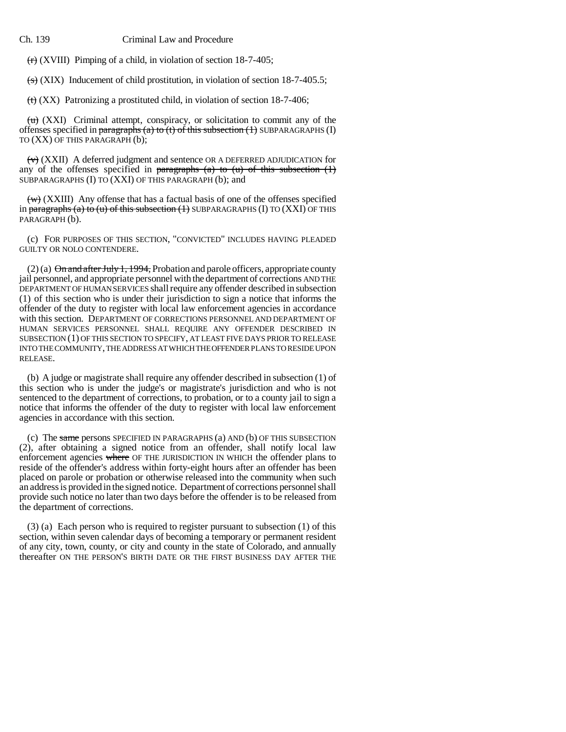~~(r)~~ (XVIII) Pimping of a child, in violation of section 18-7-405;

~~(s)~~ (XIX) Inducement of child prostitution, in violation of section 18-7-405.5;

~~(t)~~ (XX) Patronizing a prostituted child, in violation of section 18-7-406;

~~(u)~~ (XXI) Criminal attempt, conspiracy, or solicitation to commit any of the offenses specified in ~~paragraphs (a) to (t) of this subsection (1)~~ SUBPARAGRAPHS (I) TO (XX) OF THIS PARAGRAPH (b);

~~(v)~~ (XXII) A deferred judgment and sentence OR A DEFERRED ADJUDICATION for any of the offenses specified in ~~paragraphs (a) to (u) of this subsection (1)~~ SUBPARAGRAPHS (I) TO (XXI) OF THIS PARAGRAPH (b); and

~~(w)~~ (XXIII) Any offense that has a factual basis of one of the offenses specified in ~~paragraphs (a) to (u) of this subsection (1)~~ SUBPARAGRAPHS (I) TO (XXI) OF THIS PARAGRAPH (b).

(c) FOR PURPOSES OF THIS SECTION, "CONVICTED" INCLUDES HAVING PLEADED GUILTY OR NOLO CONTENDERE.

(2) (a) ~~On and after July 1, 1994,~~ Probation and parole officers, appropriate county jail personnel, and appropriate personnel with the department of corrections AND THE DEPARTMENT OF HUMAN SERVICES shall require any offender described in subsection (1) of this section who is under their jurisdiction to sign a notice that informs the offender of the duty to register with local law enforcement agencies in accordance with this section. DEPARTMENT OF CORRECTIONS PERSONNEL AND DEPARTMENT OF HUMAN SERVICES PERSONNEL SHALL REQUIRE ANY OFFENDER DESCRIBED IN SUBSECTION (1) OF THIS SECTION TO SPECIFY, AT LEAST FIVE DAYS PRIOR TO RELEASE INTO THE COMMUNITY, THE ADDRESS AT WHICH THE OFFENDER PLANS TO RESIDE UPON RELEASE.

(b) A judge or magistrate shall require any offender described in subsection (1) of this section who is under the judge's or magistrate's jurisdiction and who is not sentenced to the department of corrections, to probation, or to a county jail to sign a notice that informs the offender of the duty to register with local law enforcement agencies in accordance with this section.

(c) The ~~same~~ persons SPECIFIED IN PARAGRAPHS (a) AND (b) OF THIS SUBSECTION (2), after obtaining a signed notice from an offender, shall notify local law enforcement agencies ~~where~~ OF THE JURISDICTION IN WHICH the offender plans to reside of the offender's address within forty-eight hours after an offender has been placed on parole or probation or otherwise released into the community when such an address is provided in the signed notice. Department of corrections personnel shall provide such notice no later than two days before the offender is to be released from the department of corrections.

(3) (a) Each person who is required to register pursuant to subsection (1) of this section, within seven calendar days of becoming a temporary or permanent resident of any city, town, county, or city and county in the state of Colorado, and annually thereafter ON THE PERSON'S BIRTH DATE OR THE FIRST BUSINESS DAY AFTER THE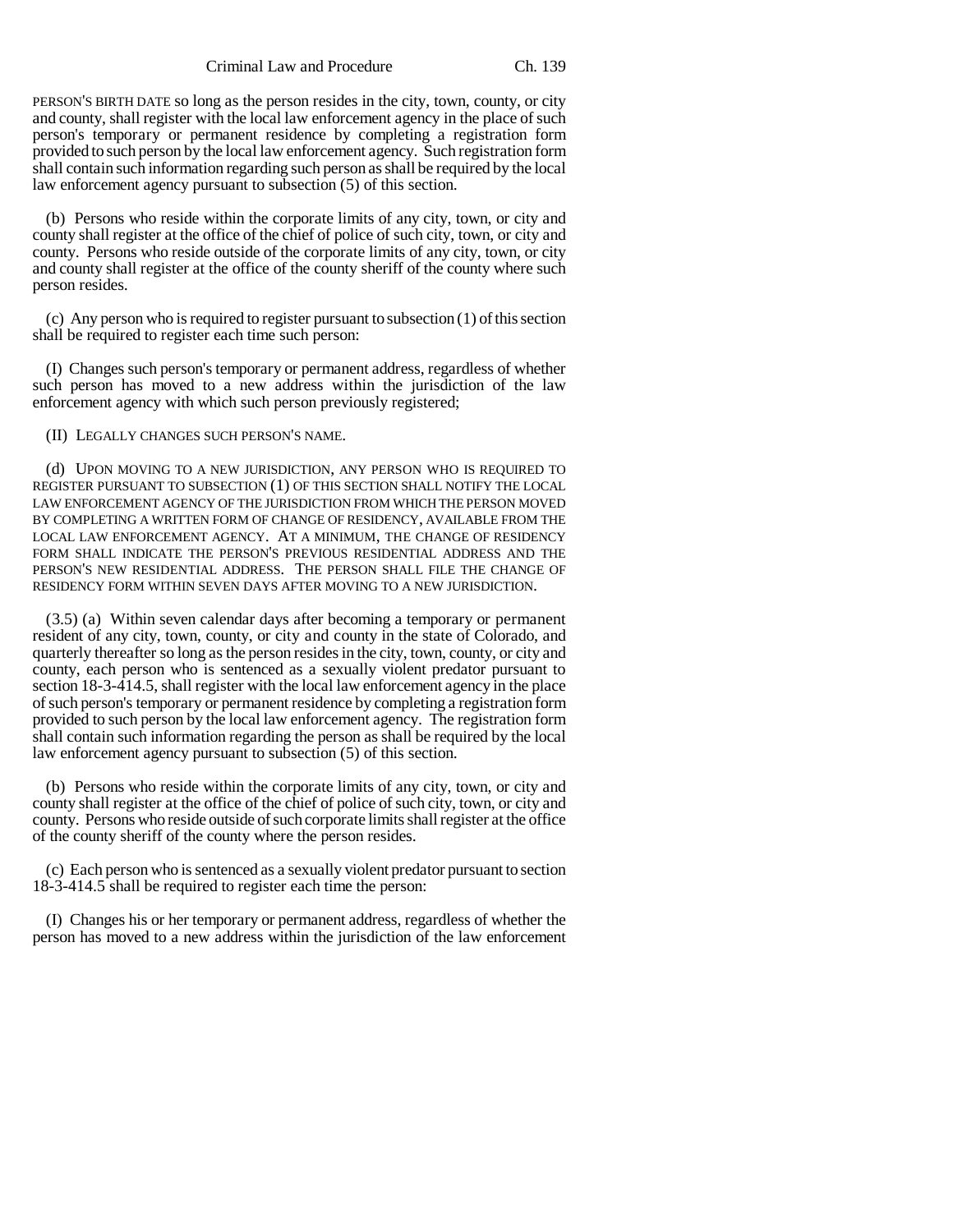PERSON'S BIRTH DATE so long as the person resides in the city, town, county, or city and county, shall register with the local law enforcement agency in the place of such person's temporary or permanent residence by completing a registration form provided to such person by the local law enforcement agency. Such registration form shall contain such information regarding such person as shall be required by the local law enforcement agency pursuant to subsection (5) of this section.

(b) Persons who reside within the corporate limits of any city, town, or city and county shall register at the office of the chief of police of such city, town, or city and county. Persons who reside outside of the corporate limits of any city, town, or city and county shall register at the office of the county sheriff of the county where such person resides.

(c) Any person who is required to register pursuant to subsection (1) of this section shall be required to register each time such person:

(I) Changes such person's temporary or permanent address, regardless of whether such person has moved to a new address within the jurisdiction of the law enforcement agency with which such person previously registered;

(II) LEGALLY CHANGES SUCH PERSON'S NAME.

(d) UPON MOVING TO A NEW JURISDICTION, ANY PERSON WHO IS REQUIRED TO REGISTER PURSUANT TO SUBSECTION (1) OF THIS SECTION SHALL NOTIFY THE LOCAL LAW ENFORCEMENT AGENCY OF THE JURISDICTION FROM WHICH THE PERSON MOVED BY COMPLETING A WRITTEN FORM OF CHANGE OF RESIDENCY, AVAILABLE FROM THE LOCAL LAW ENFORCEMENT AGENCY. AT A MINIMUM, THE CHANGE OF RESIDENCY FORM SHALL INDICATE THE PERSON'S PREVIOUS RESIDENTIAL ADDRESS AND THE PERSON'S NEW RESIDENTIAL ADDRESS. THE PERSON SHALL FILE THE CHANGE OF RESIDENCY FORM WITHIN SEVEN DAYS AFTER MOVING TO A NEW JURISDICTION.

(3.5) (a) Within seven calendar days after becoming a temporary or permanent resident of any city, town, county, or city and county in the state of Colorado, and quarterly thereafter so long as the person resides in the city, town, county, or city and county, each person who is sentenced as a sexually violent predator pursuant to section 18-3-414.5, shall register with the local law enforcement agency in the place of such person's temporary or permanent residence by completing a registration form provided to such person by the local law enforcement agency. The registration form shall contain such information regarding the person as shall be required by the local law enforcement agency pursuant to subsection (5) of this section.

(b) Persons who reside within the corporate limits of any city, town, or city and county shall register at the office of the chief of police of such city, town, or city and county. Persons who reside outside of such corporate limits shall register at the office of the county sheriff of the county where the person resides.

(c) Each person who is sentenced as a sexually violent predator pursuant to section 18-3-414.5 shall be required to register each time the person:

(I) Changes his or her temporary or permanent address, regardless of whether the person has moved to a new address within the jurisdiction of the law enforcement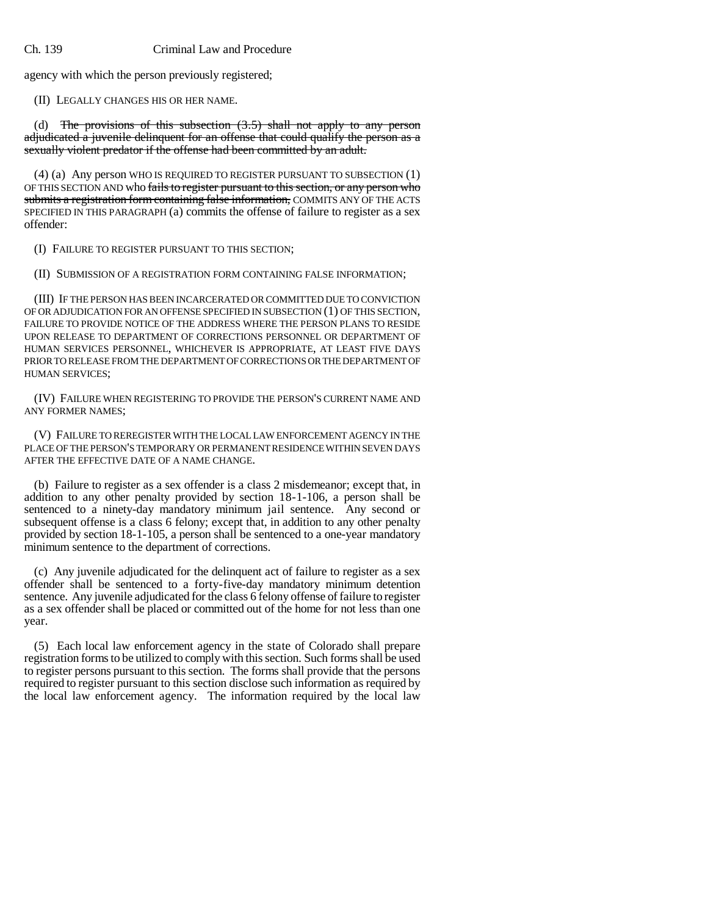agency with which the person previously registered;

(II) LEGALLY CHANGES HIS OR HER NAME.

(d) ~~The provisions of this subsection (3.5) shall not apply to any person adjudicated a juvenile delinquent for an offense that could qualify the person as a sexually violent predator if the offense had been committed by an adult.~~

(4) (a) Any person WHO IS REQUIRED TO REGISTER PURSUANT TO SUBSECTION (1) OF THIS SECTION AND who ~~fails to register pursuant to this section, or any person who submits a registration form containing false information,~~ COMMITS ANY OF THE ACTS SPECIFIED IN THIS PARAGRAPH (a) commits the offense of failure to register as a sex offender:

(I) FAILURE TO REGISTER PURSUANT TO THIS SECTION;

(II) SUBMISSION OF A REGISTRATION FORM CONTAINING FALSE INFORMATION;

(III) IF THE PERSON HAS BEEN INCARCERATED OR COMMITTED DUE TO CONVICTION OF OR ADJUDICATION FOR AN OFFENSE SPECIFIED IN SUBSECTION (1) OF THIS SECTION, FAILURE TO PROVIDE NOTICE OF THE ADDRESS WHERE THE PERSON PLANS TO RESIDE UPON RELEASE TO DEPARTMENT OF CORRECTIONS PERSONNEL OR DEPARTMENT OF HUMAN SERVICES PERSONNEL, WHICHEVER IS APPROPRIATE, AT LEAST FIVE DAYS PRIOR TO RELEASE FROM THE DEPARTMENT OF CORRECTIONS OR THE DEPARTMENT OF HUMAN SERVICES;

(IV) FAILURE WHEN REGISTERING TO PROVIDE THE PERSON'S CURRENT NAME AND ANY FORMER NAMES;

(V) FAILURE TO REREGISTER WITH THE LOCAL LAW ENFORCEMENT AGENCY IN THE PLACE OF THE PERSON'S TEMPORARY OR PERMANENT RESIDENCE WITHIN SEVEN DAYS AFTER THE EFFECTIVE DATE OF A NAME CHANGE.

(b) Failure to register as a sex offender is a class 2 misdemeanor; except that, in addition to any other penalty provided by section 18-1-106, a person shall be sentenced to a ninety-day mandatory minimum jail sentence. Any second or subsequent offense is a class 6 felony; except that, in addition to any other penalty provided by section 18-1-105, a person shall be sentenced to a one-year mandatory minimum sentence to the department of corrections.

(c) Any juvenile adjudicated for the delinquent act of failure to register as a sex offender shall be sentenced to a forty-five-day mandatory minimum detention sentence. Any juvenile adjudicated for the class 6 felony offense of failure to register as a sex offender shall be placed or committed out of the home for not less than one year.

(5) Each local law enforcement agency in the state of Colorado shall prepare registration forms to be utilized to comply with this section. Such forms shall be used to register persons pursuant to this section. The forms shall provide that the persons required to register pursuant to this section disclose such information as required by the local law enforcement agency. The information required by the local law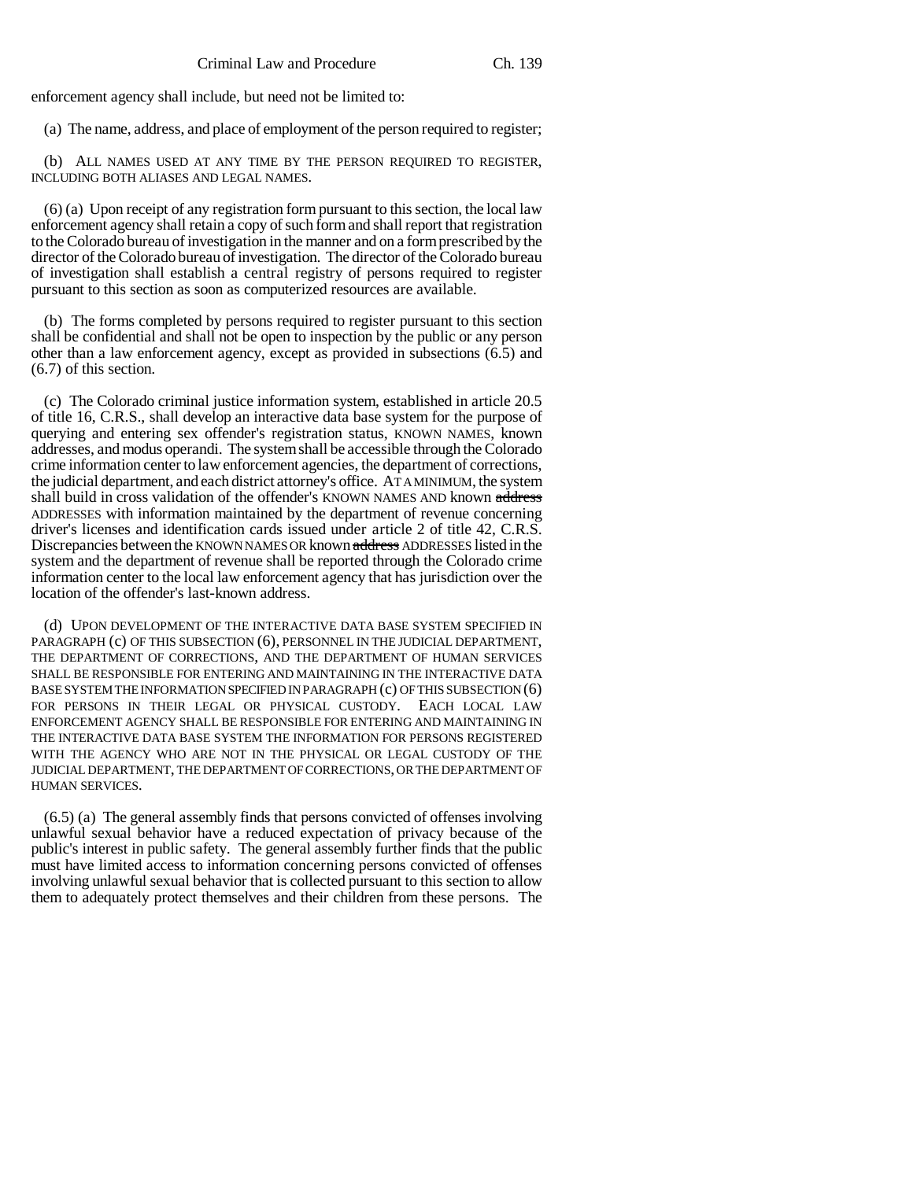enforcement agency shall include, but need not be limited to:

(a) The name, address, and place of employment of the person required to register;

(b) ALL NAMES USED AT ANY TIME BY THE PERSON REQUIRED TO REGISTER, INCLUDING BOTH ALIASES AND LEGAL NAMES.

(6) (a) Upon receipt of any registration form pursuant to this section, the local law enforcement agency shall retain a copy of such form and shall report that registration to the Colorado bureau of investigation in the manner and on a form prescribed by the director of the Colorado bureau of investigation. The director of the Colorado bureau of investigation shall establish a central registry of persons required to register pursuant to this section as soon as computerized resources are available.

(b) The forms completed by persons required to register pursuant to this section shall be confidential and shall not be open to inspection by the public or any person other than a law enforcement agency, except as provided in subsections (6.5) and (6.7) of this section.

(c) The Colorado criminal justice information system, established in article 20.5 of title 16, C.R.S., shall develop an interactive data base system for the purpose of querying and entering sex offender's registration status, KNOWN NAMES, known addresses, and modus operandi. The system shall be accessible through the Colorado crime information center to law enforcement agencies, the department of corrections, the judicial department, and each district attorney's office. AT A MINIMUM, the system shall build in cross validation of the offender's KNOWN NAMES AND known ~~address~~ ADDRESSES with information maintained by the department of revenue concerning driver's licenses and identification cards issued under article 2 of title 42, C.R.S. Discrepancies between the KNOWN NAMES OR known ~~address~~ ADDRESSES listed in the system and the department of revenue shall be reported through the Colorado crime information center to the local law enforcement agency that has jurisdiction over the location of the offender's last-known address.

(d) UPON DEVELOPMENT OF THE INTERACTIVE DATA BASE SYSTEM SPECIFIED IN PARAGRAPH (c) OF THIS SUBSECTION (6), PERSONNEL IN THE JUDICIAL DEPARTMENT, THE DEPARTMENT OF CORRECTIONS, AND THE DEPARTMENT OF HUMAN SERVICES SHALL BE RESPONSIBLE FOR ENTERING AND MAINTAINING IN THE INTERACTIVE DATA BASE SYSTEM THE INFORMATION SPECIFIED IN PARAGRAPH (c) OF THIS SUBSECTION (6) FOR PERSONS IN THEIR LEGAL OR PHYSICAL CUSTODY. EACH LOCAL LAW ENFORCEMENT AGENCY SHALL BE RESPONSIBLE FOR ENTERING AND MAINTAINING IN THE INTERACTIVE DATA BASE SYSTEM THE INFORMATION FOR PERSONS REGISTERED WITH THE AGENCY WHO ARE NOT IN THE PHYSICAL OR LEGAL CUSTODY OF THE JUDICIAL DEPARTMENT, THE DEPARTMENT OF CORRECTIONS, OR THE DEPARTMENT OF HUMAN SERVICES.

(6.5) (a) The general assembly finds that persons convicted of offenses involving unlawful sexual behavior have a reduced expectation of privacy because of the public's interest in public safety. The general assembly further finds that the public must have limited access to information concerning persons convicted of offenses involving unlawful sexual behavior that is collected pursuant to this section to allow them to adequately protect themselves and their children from these persons. The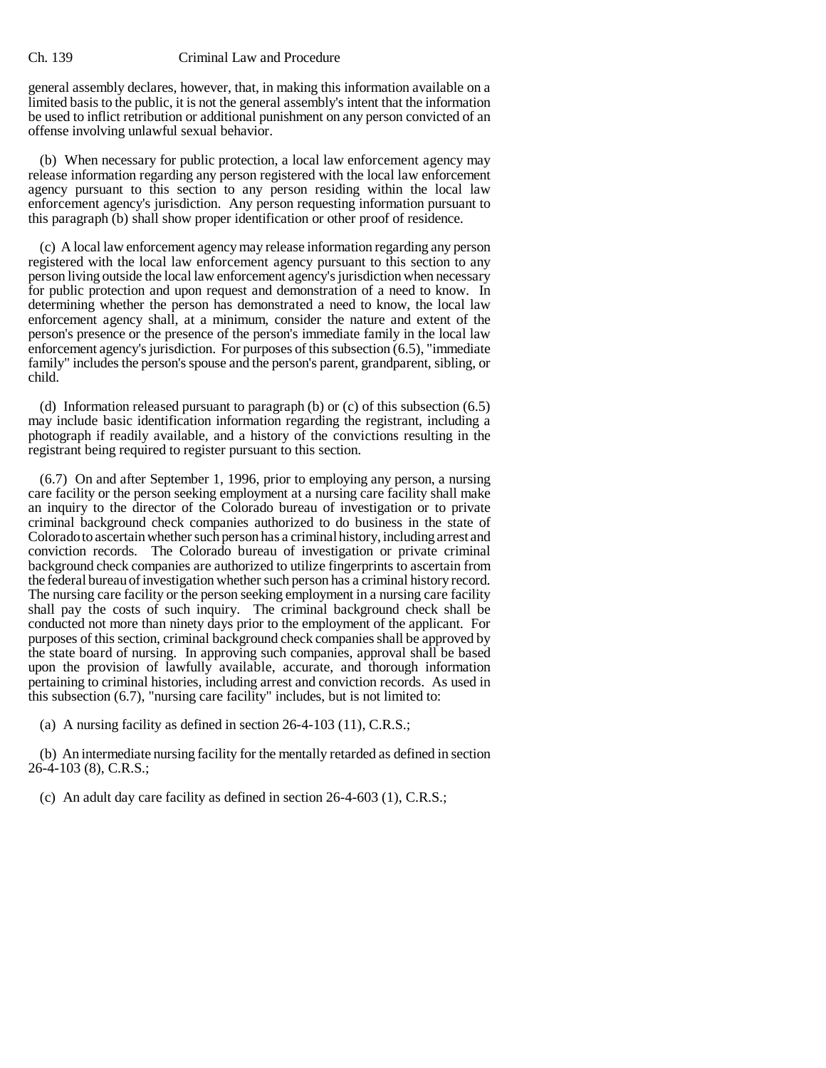general assembly declares, however, that, in making this information available on a limited basis to the public, it is not the general assembly's intent that the information be used to inflict retribution or additional punishment on any person convicted of an offense involving unlawful sexual behavior.

(b) When necessary for public protection, a local law enforcement agency may release information regarding any person registered with the local law enforcement agency pursuant to this section to any person residing within the local law enforcement agency's jurisdiction. Any person requesting information pursuant to this paragraph (b) shall show proper identification or other proof of residence.

(c) A local law enforcement agency may release information regarding any person registered with the local law enforcement agency pursuant to this section to any person living outside the local law enforcement agency's jurisdiction when necessary for public protection and upon request and demonstration of a need to know. In determining whether the person has demonstrated a need to know, the local law enforcement agency shall, at a minimum, consider the nature and extent of the person's presence or the presence of the person's immediate family in the local law enforcement agency's jurisdiction. For purposes of this subsection (6.5), "immediate family" includes the person's spouse and the person's parent, grandparent, sibling, or child.

(d) Information released pursuant to paragraph (b) or (c) of this subsection (6.5) may include basic identification information regarding the registrant, including a photograph if readily available, and a history of the convictions resulting in the registrant being required to register pursuant to this section.

(6.7) On and after September 1, 1996, prior to employing any person, a nursing care facility or the person seeking employment at a nursing care facility shall make an inquiry to the director of the Colorado bureau of investigation or to private criminal background check companies authorized to do business in the state of Colorado to ascertain whether such person has a criminal history, including arrest and conviction records. The Colorado bureau of investigation or private criminal background check companies are authorized to utilize fingerprints to ascertain from the federal bureau of investigation whether such person has a criminal history record. The nursing care facility or the person seeking employment in a nursing care facility shall pay the costs of such inquiry. The criminal background check shall be conducted not more than ninety days prior to the employment of the applicant. For purposes of this section, criminal background check companies shall be approved by the state board of nursing. In approving such companies, approval shall be based upon the provision of lawfully available, accurate, and thorough information pertaining to criminal histories, including arrest and conviction records. As used in this subsection (6.7), "nursing care facility" includes, but is not limited to:

(a) A nursing facility as defined in section 26-4-103 (11), C.R.S.;

(b) An intermediate nursing facility for the mentally retarded as defined in section 26-4-103 (8), C.R.S.;

(c) An adult day care facility as defined in section 26-4-603 (1), C.R.S.;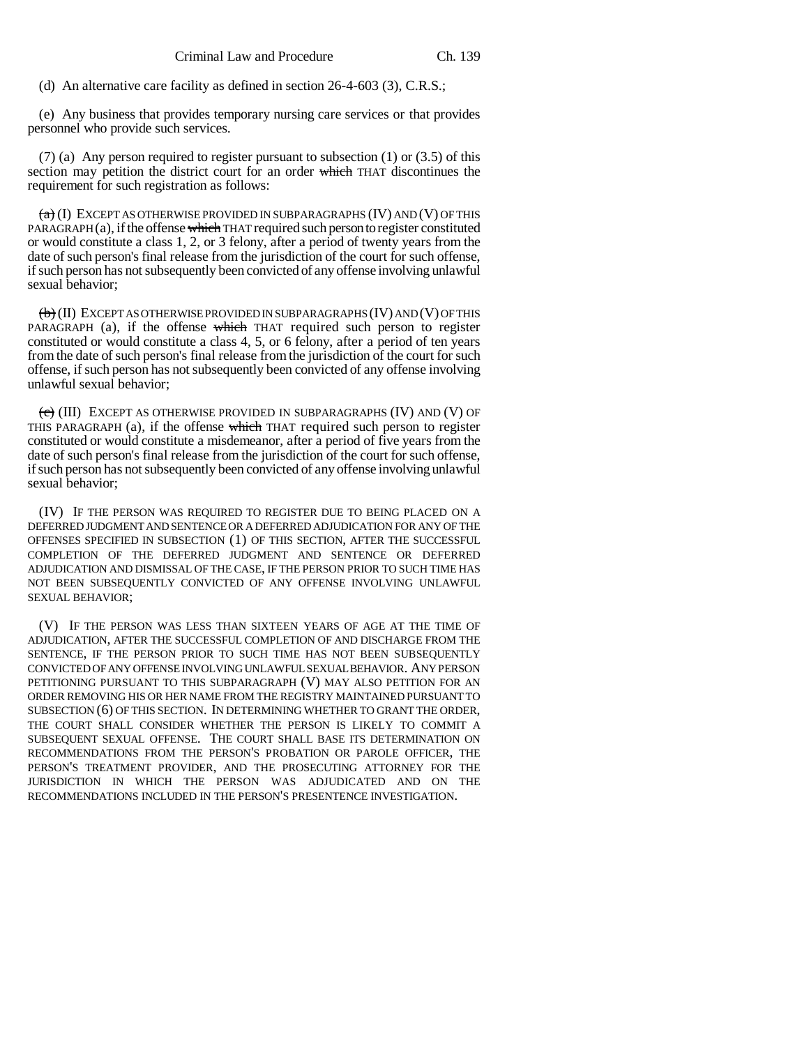(d) An alternative care facility as defined in section 26-4-603 (3), C.R.S.;

(e) Any business that provides temporary nursing care services or that provides personnel who provide such services.

(7) (a) Any person required to register pursuant to subsection (1) or (3.5) of this section may petition the district court for an order ~~which~~ THAT discontinues the requirement for such registration as follows:

~~(a)~~ (I) EXCEPT AS OTHERWISE PROVIDED IN SUBPARAGRAPHS (IV) AND (V) OF THIS PARAGRAPH (a), if the offense ~~which~~ THAT required such person to register constituted or would constitute a class 1, 2, or 3 felony, after a period of twenty years from the date of such person's final release from the jurisdiction of the court for such offense, if such person has not subsequently been convicted of any offense involving unlawful sexual behavior;

~~(b)~~ (II) EXCEPT AS OTHERWISE PROVIDED IN SUBPARAGRAPHS (IV) AND (V) OF THIS PARAGRAPH (a), if the offense ~~which~~ THAT required such person to register constituted or would constitute a class 4, 5, or 6 felony, after a period of ten years from the date of such person's final release from the jurisdiction of the court for such offense, if such person has not subsequently been convicted of any offense involving unlawful sexual behavior;

~~(c)~~ (III) EXCEPT AS OTHERWISE PROVIDED IN SUBPARAGRAPHS (IV) AND (V) OF THIS PARAGRAPH (a), if the offense ~~which~~ THAT required such person to register constituted or would constitute a misdemeanor, after a period of five years from the date of such person's final release from the jurisdiction of the court for such offense, if such person has not subsequently been convicted of any offense involving unlawful sexual behavior;

(IV) IF THE PERSON WAS REQUIRED TO REGISTER DUE TO BEING PLACED ON A DEFERRED JUDGMENT AND SENTENCE OR A DEFERRED ADJUDICATION FOR ANY OF THE OFFENSES SPECIFIED IN SUBSECTION (1) OF THIS SECTION, AFTER THE SUCCESSFUL COMPLETION OF THE DEFERRED JUDGMENT AND SENTENCE OR DEFERRED ADJUDICATION AND DISMISSAL OF THE CASE, IF THE PERSON PRIOR TO SUCH TIME HAS NOT BEEN SUBSEQUENTLY CONVICTED OF ANY OFFENSE INVOLVING UNLAWFUL SEXUAL BEHAVIOR;

(V) IF THE PERSON WAS LESS THAN SIXTEEN YEARS OF AGE AT THE TIME OF ADJUDICATION, AFTER THE SUCCESSFUL COMPLETION OF AND DISCHARGE FROM THE SENTENCE, IF THE PERSON PRIOR TO SUCH TIME HAS NOT BEEN SUBSEQUENTLY CONVICTED OF ANY OFFENSE INVOLVING UNLAWFUL SEXUAL BEHAVIOR. ANY PERSON PETITIONING PURSUANT TO THIS SUBPARAGRAPH (V) MAY ALSO PETITION FOR AN ORDER REMOVING HIS OR HER NAME FROM THE REGISTRY MAINTAINED PURSUANT TO SUBSECTION (6) OF THIS SECTION. IN DETERMINING WHETHER TO GRANT THE ORDER, THE COURT SHALL CONSIDER WHETHER THE PERSON IS LIKELY TO COMMIT A SUBSEQUENT SEXUAL OFFENSE. THE COURT SHALL BASE ITS DETERMINATION ON RECOMMENDATIONS FROM THE PERSON'S PROBATION OR PAROLE OFFICER, THE PERSON'S TREATMENT PROVIDER, AND THE PROSECUTING ATTORNEY FOR THE JURISDICTION IN WHICH THE PERSON WAS ADJUDICATED AND ON THE RECOMMENDATIONS INCLUDED IN THE PERSON'S PRESENTENCE INVESTIGATION.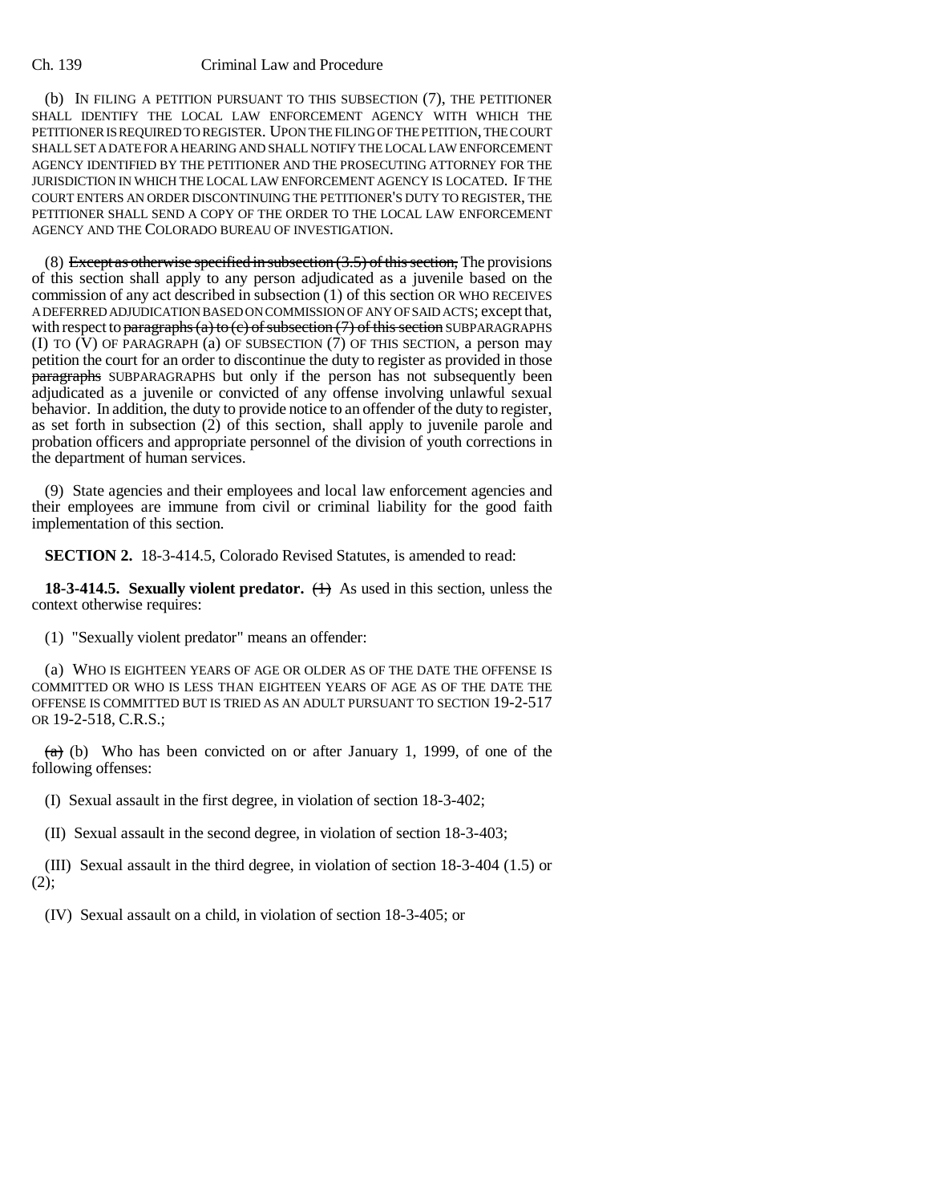(b) IN FILING A PETITION PURSUANT TO THIS SUBSECTION (7), THE PETITIONER SHALL IDENTIFY THE LOCAL LAW ENFORCEMENT AGENCY WITH WHICH THE PETITIONER IS REQUIRED TO REGISTER. UPON THE FILING OF THE PETITION, THE COURT SHALL SET A DATE FOR A HEARING AND SHALL NOTIFY THE LOCAL LAW ENFORCEMENT AGENCY IDENTIFIED BY THE PETITIONER AND THE PROSECUTING ATTORNEY FOR THE JURISDICTION IN WHICH THE LOCAL LAW ENFORCEMENT AGENCY IS LOCATED. IF THE COURT ENTERS AN ORDER DISCONTINUING THE PETITIONER'S DUTY TO REGISTER, THE PETITIONER SHALL SEND A COPY OF THE ORDER TO THE LOCAL LAW ENFORCEMENT AGENCY AND THE COLORADO BUREAU OF INVESTIGATION.

(8) ~~Except as otherwise specified in subsection (3.5) of this section,~~ The provisions of this section shall apply to any person adjudicated as a juvenile based on the commission of any act described in subsection (1) of this section OR WHO RECEIVES A DEFERRED ADJUDICATION BASED ON COMMISSION OF ANY OF SAID ACTS; except that, with respect to ~~paragraphs (a) to (c) of subsection (7) of this section~~ SUBPARAGRAPHS (I) TO (V) OF PARAGRAPH (a) OF SUBSECTION (7) OF THIS SECTION, a person may petition the court for an order to discontinue the duty to register as provided in those ~~paragraphs~~ SUBPARAGRAPHS but only if the person has not subsequently been adjudicated as a juvenile or convicted of any offense involving unlawful sexual behavior. In addition, the duty to provide notice to an offender of the duty to register, as set forth in subsection (2) of this section, shall apply to juvenile parole and probation officers and appropriate personnel of the division of youth corrections in the department of human services.

(9) State agencies and their employees and local law enforcement agencies and their employees are immune from civil or criminal liability for the good faith implementation of this section.

**SECTION 2.** 18-3-414.5, Colorado Revised Statutes, is amended to read:

**18-3-414.5. Sexually violent predator.** ~~(1)~~ As used in this section, unless the context otherwise requires:

(1) "Sexually violent predator" means an offender:

(a) WHO IS EIGHTEEN YEARS OF AGE OR OLDER AS OF THE DATE THE OFFENSE IS COMMITTED OR WHO IS LESS THAN EIGHTEEN YEARS OF AGE AS OF THE DATE THE OFFENSE IS COMMITTED BUT IS TRIED AS AN ADULT PURSUANT TO SECTION 19-2-517 OR 19-2-518, C.R.S.;

~~(a)~~ (b) Who has been convicted on or after January 1, 1999, of one of the following offenses:

(I) Sexual assault in the first degree, in violation of section 18-3-402;

(II) Sexual assault in the second degree, in violation of section 18-3-403;

(III) Sexual assault in the third degree, in violation of section 18-3-404 (1.5) or (2);

(IV) Sexual assault on a child, in violation of section 18-3-405; or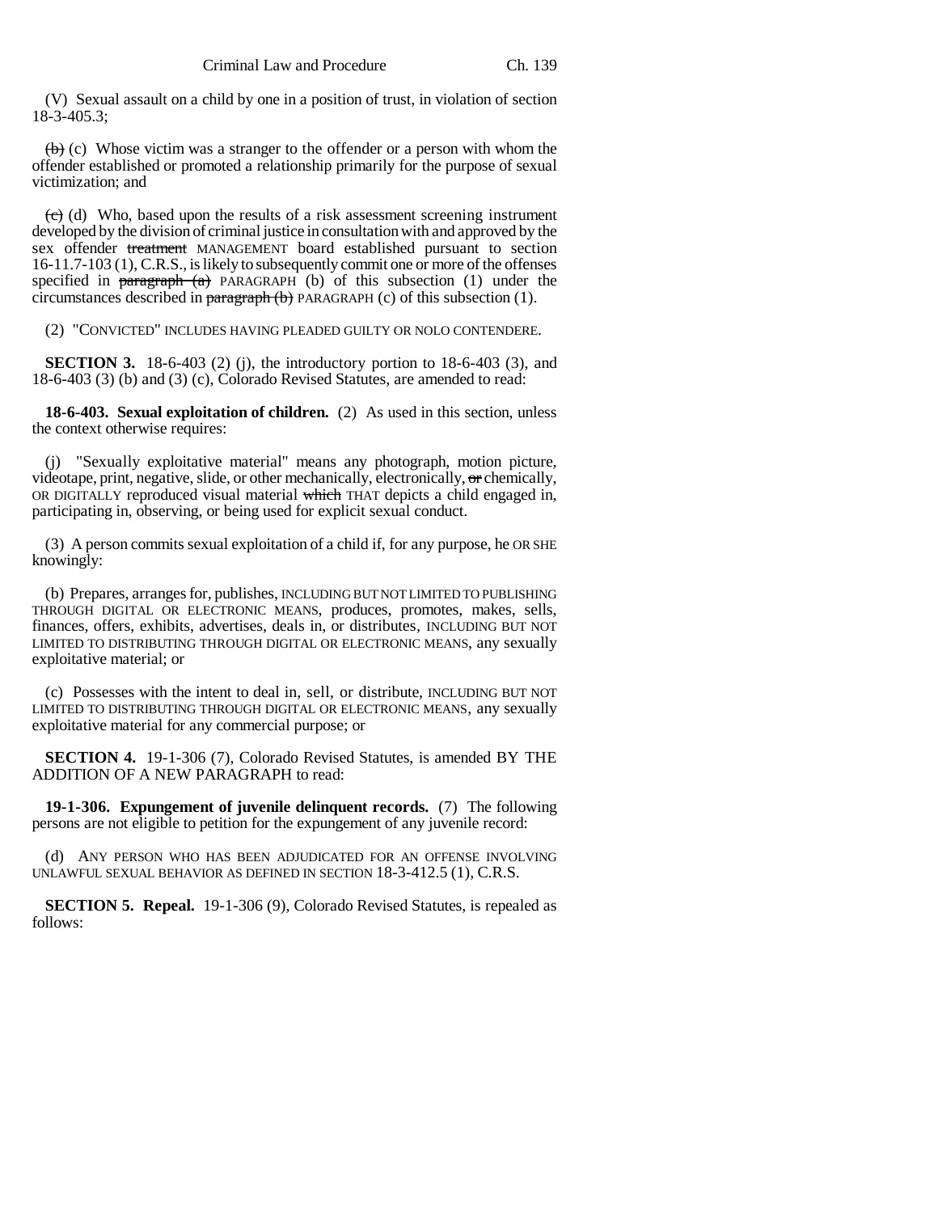(V) Sexual assault on a child by one in a position of trust, in violation of section 18-3-405.3;

~~(b)~~ (c) Whose victim was a stranger to the offender or a person with whom the offender established or promoted a relationship primarily for the purpose of sexual victimization; and

~~(c)~~ (d) Who, based upon the results of a risk assessment screening instrument developed by the division of criminal justice in consultation with and approved by the sex offender ~~treatment~~ MANAGEMENT board established pursuant to section 16-11.7-103 (1), C.R.S., is likely to subsequently commit one or more of the offenses specified in ~~paragraph (a)~~ PARAGRAPH (b) of this subsection (1) under the circumstances described in ~~paragraph (b)~~ PARAGRAPH (c) of this subsection (1).

(2) "CONVICTED" INCLUDES HAVING PLEADED GUILTY OR NOLO CONTENDERE.

**SECTION 3.** 18-6-403 (2) (j), the introductory portion to 18-6-403 (3), and 18-6-403 (3) (b) and (3) (c), Colorado Revised Statutes, are amended to read:

**18-6-403. Sexual exploitation of children.** (2) As used in this section, unless the context otherwise requires:

(j) "Sexually exploitative material" means any photograph, motion picture, videotape, print, negative, slide, or other mechanically, electronically, ~~or~~ chemically, OR DIGITALLY reproduced visual material ~~which~~ THAT depicts a child engaged in, participating in, observing, or being used for explicit sexual conduct.

(3) A person commits sexual exploitation of a child if, for any purpose, he OR SHE knowingly:

(b) Prepares, arranges for, publishes, INCLUDING BUT NOT LIMITED TO PUBLISHING THROUGH DIGITAL OR ELECTRONIC MEANS, produces, promotes, makes, sells, finances, offers, exhibits, advertises, deals in, or distributes, INCLUDING BUT NOT LIMITED TO DISTRIBUTING THROUGH DIGITAL OR ELECTRONIC MEANS, any sexually exploitative material; or

(c) Possesses with the intent to deal in, sell, or distribute, INCLUDING BUT NOT LIMITED TO DISTRIBUTING THROUGH DIGITAL OR ELECTRONIC MEANS, any sexually exploitative material for any commercial purpose; or

**SECTION 4.** 19-1-306 (7), Colorado Revised Statutes, is amended BY THE ADDITION OF A NEW PARAGRAPH to read:

**19-1-306. Expungement of juvenile delinquent records.** (7) The following persons are not eligible to petition for the expungement of any juvenile record:

(d) ANY PERSON WHO HAS BEEN ADJUDICATED FOR AN OFFENSE INVOLVING UNLAWFUL SEXUAL BEHAVIOR AS DEFINED IN SECTION 18-3-412.5 (1), C.R.S.

**SECTION 5. Repeal.** 19-1-306 (9), Colorado Revised Statutes, is repealed as follows: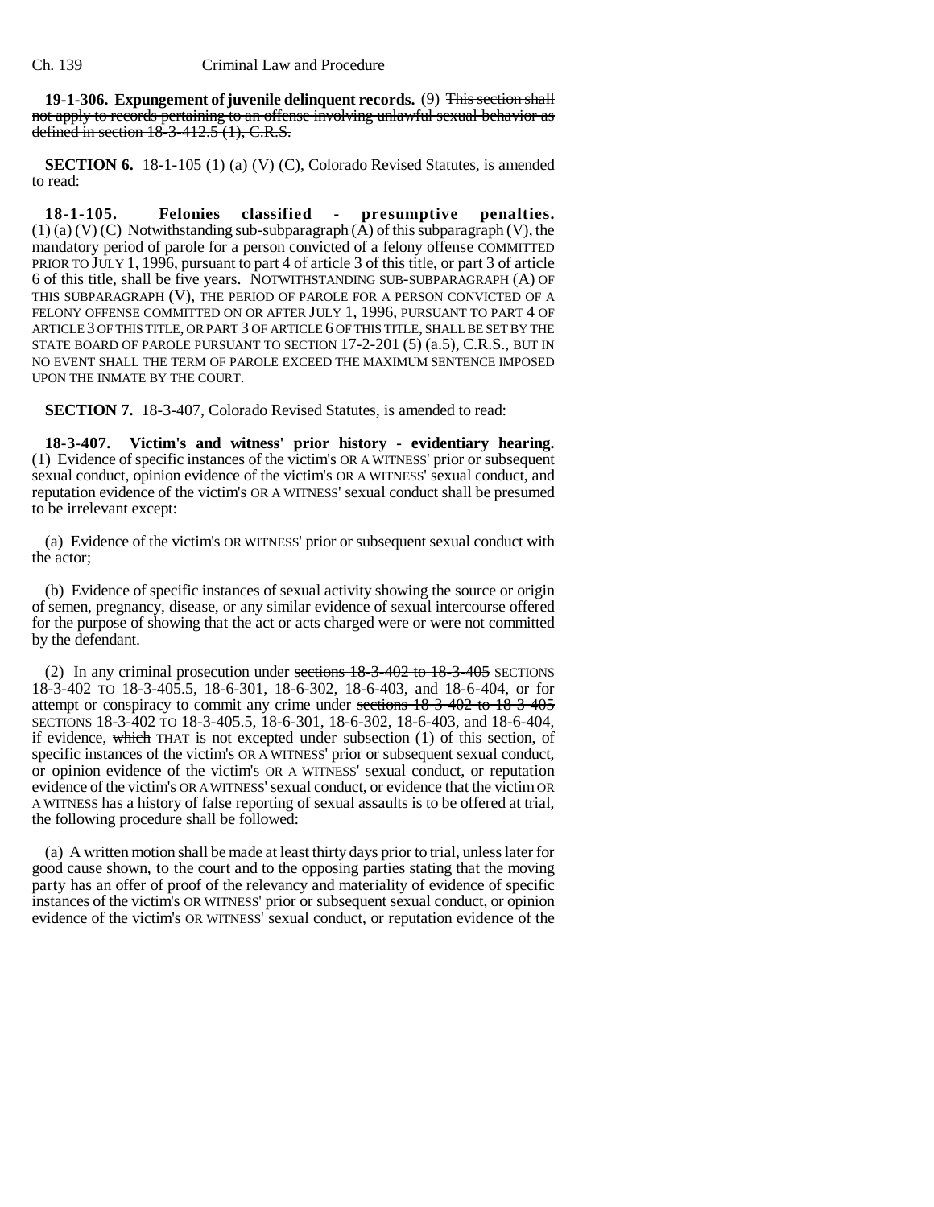**19-1-306. Expungement of juvenile delinquent records.** (9) ~~This section shall not apply to records pertaining to an offense involving unlawful sexual behavior as defined in section 18-3-412.5 (1), C.R.S.~~

**SECTION 6.** 18-1-105 (1) (a) (V) (C), Colorado Revised Statutes, is amended to read:

**18-1-105. Felonies classified - presumptive penalties.** (1) (a) (V) (C) Notwithstanding sub-subparagraph (A) of this subparagraph (V), the mandatory period of parole for a person convicted of a felony offense COMMITTED PRIOR TO JULY 1, 1996, pursuant to part 4 of article 3 of this title, or part 3 of article 6 of this title, shall be five years. NOTWITHSTANDING SUB-SUBPARAGRAPH (A) OF THIS SUBPARAGRAPH (V), THE PERIOD OF PAROLE FOR A PERSON CONVICTED OF A FELONY OFFENSE COMMITTED ON OR AFTER JULY 1, 1996, PURSUANT TO PART 4 OF ARTICLE 3 OF THIS TITLE, OR PART 3 OF ARTICLE 6 OF THIS TITLE, SHALL BE SET BY THE STATE BOARD OF PAROLE PURSUANT TO SECTION 17-2-201 (5) (a.5), C.R.S., BUT IN NO EVENT SHALL THE TERM OF PAROLE EXCEED THE MAXIMUM SENTENCE IMPOSED UPON THE INMATE BY THE COURT.

**SECTION 7.** 18-3-407, Colorado Revised Statutes, is amended to read:

**18-3-407. Victim's and witness' prior history - evidentiary hearing.** (1) Evidence of specific instances of the victim's OR A WITNESS' prior or subsequent sexual conduct, opinion evidence of the victim's OR A WITNESS' sexual conduct, and reputation evidence of the victim's OR A WITNESS' sexual conduct shall be presumed to be irrelevant except:

(a) Evidence of the victim's OR WITNESS' prior or subsequent sexual conduct with the actor;

(b) Evidence of specific instances of sexual activity showing the source or origin of semen, pregnancy, disease, or any similar evidence of sexual intercourse offered for the purpose of showing that the act or acts charged were or were not committed by the defendant.

(2) In any criminal prosecution under ~~sections 18-3-402 to 18-3-405~~ SECTIONS 18-3-402 TO 18-3-405.5, 18-6-301, 18-6-302, 18-6-403, and 18-6-404, or for attempt or conspiracy to commit any crime under ~~sections 18-3-402 to 18-3-405~~ SECTIONS 18-3-402 TO 18-3-405.5, 18-6-301, 18-6-302, 18-6-403, and 18-6-404, if evidence, ~~which~~ THAT is not excepted under subsection (1) of this section, of specific instances of the victim's OR A WITNESS' prior or subsequent sexual conduct, or opinion evidence of the victim's OR A WITNESS' sexual conduct, or reputation evidence of the victim's OR A WITNESS' sexual conduct, or evidence that the victim OR A WITNESS has a history of false reporting of sexual assaults is to be offered at trial, the following procedure shall be followed:

(a) A written motion shall be made at least thirty days prior to trial, unless later for good cause shown, to the court and to the opposing parties stating that the moving party has an offer of proof of the relevancy and materiality of evidence of specific instances of the victim's OR WITNESS' prior or subsequent sexual conduct, or opinion evidence of the victim's OR WITNESS' sexual conduct, or reputation evidence of the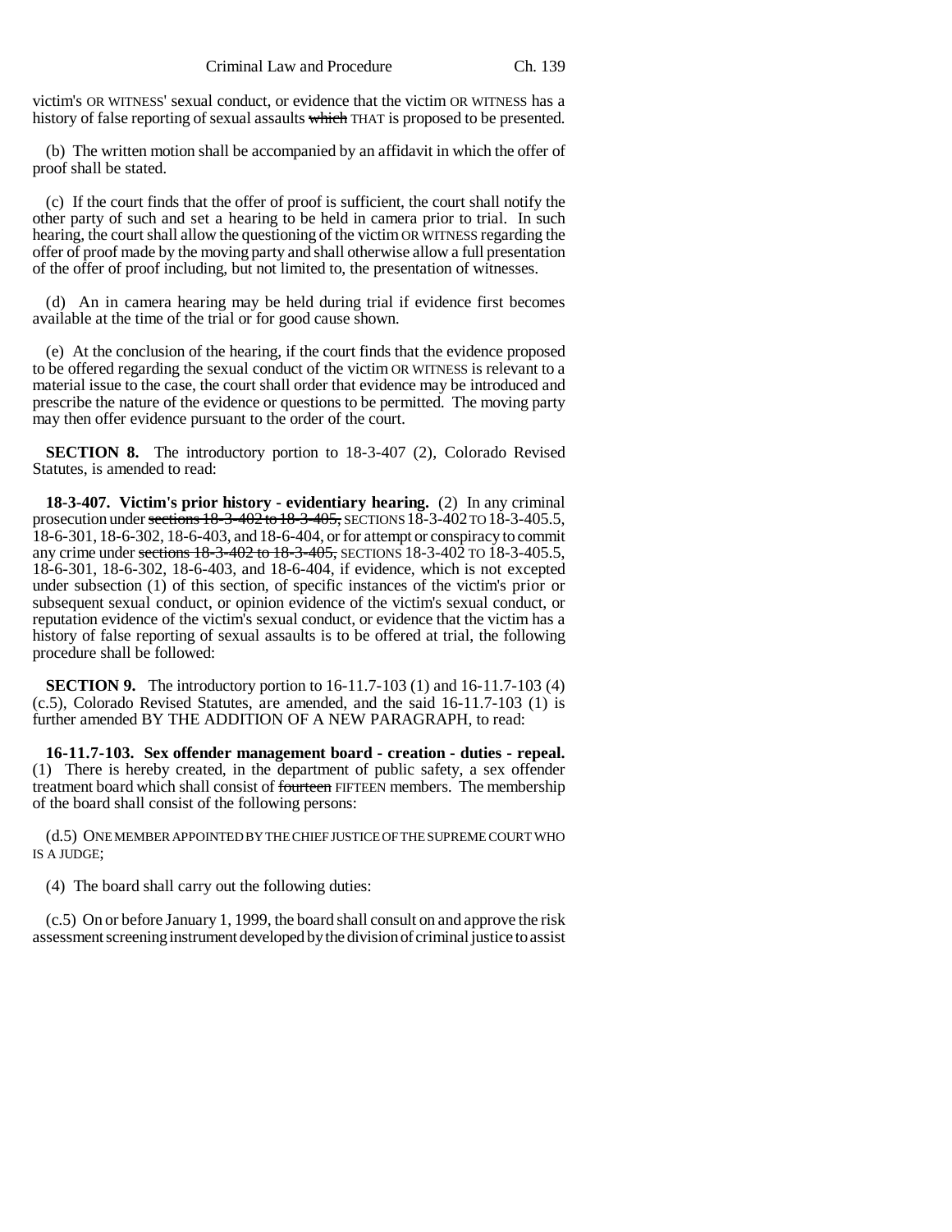victim's OR WITNESS' sexual conduct, or evidence that the victim OR WITNESS has a history of false reporting of sexual assaults ~~which~~ THAT is proposed to be presented.

(b) The written motion shall be accompanied by an affidavit in which the offer of proof shall be stated.

(c) If the court finds that the offer of proof is sufficient, the court shall notify the other party of such and set a hearing to be held in camera prior to trial. In such hearing, the court shall allow the questioning of the victim OR WITNESS regarding the offer of proof made by the moving party and shall otherwise allow a full presentation of the offer of proof including, but not limited to, the presentation of witnesses.

(d) An in camera hearing may be held during trial if evidence first becomes available at the time of the trial or for good cause shown.

(e) At the conclusion of the hearing, if the court finds that the evidence proposed to be offered regarding the sexual conduct of the victim OR WITNESS is relevant to a material issue to the case, the court shall order that evidence may be introduced and prescribe the nature of the evidence or questions to be permitted. The moving party may then offer evidence pursuant to the order of the court.

**SECTION 8.** The introductory portion to 18-3-407 (2), Colorado Revised Statutes, is amended to read:

**18-3-407. Victim's prior history - evidentiary hearing.** (2) In any criminal prosecution under ~~sections 18-3-402 to 18-3-405,~~ SECTIONS 18-3-402 TO 18-3-405.5, 18-6-301, 18-6-302, 18-6-403, and 18-6-404, or for attempt or conspiracy to commit any crime under ~~sections 18-3-402 to 18-3-405,~~ SECTIONS 18-3-402 TO 18-3-405.5, 18-6-301, 18-6-302, 18-6-403, and 18-6-404, if evidence, which is not excepted under subsection (1) of this section, of specific instances of the victim's prior or subsequent sexual conduct, or opinion evidence of the victim's sexual conduct, or reputation evidence of the victim's sexual conduct, or evidence that the victim has a history of false reporting of sexual assaults is to be offered at trial, the following procedure shall be followed:

**SECTION 9.** The introductory portion to 16-11.7-103 (1) and 16-11.7-103 (4) (c.5), Colorado Revised Statutes, are amended, and the said 16-11.7-103 (1) is further amended BY THE ADDITION OF A NEW PARAGRAPH, to read:

**16-11.7-103. Sex offender management board - creation - duties - repeal.** (1) There is hereby created, in the department of public safety, a sex offender treatment board which shall consist of ~~fourteen~~ FIFTEEN members. The membership of the board shall consist of the following persons:

(d.5) ONE MEMBER APPOINTED BY THE CHIEF JUSTICE OF THE SUPREME COURT WHO IS A JUDGE;

(4) The board shall carry out the following duties:

(c.5) On or before January 1, 1999, the board shall consult on and approve the risk assessment screening instrument developed by the division of criminal justice to assist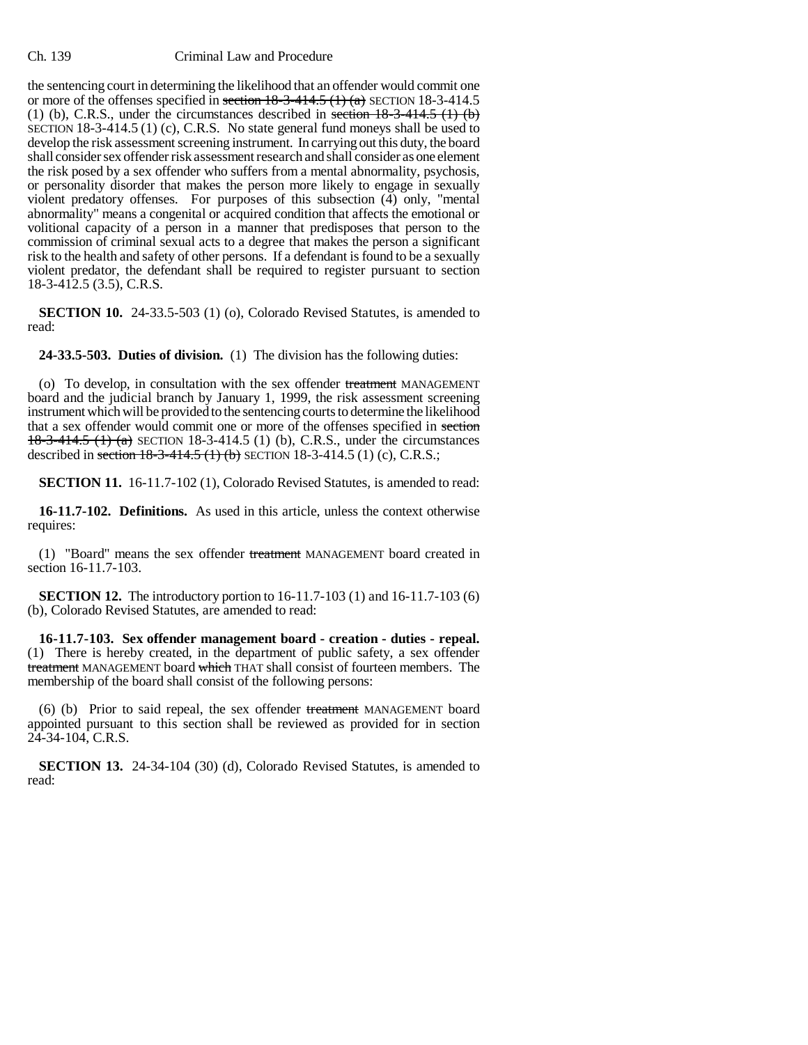the sentencing court in determining the likelihood that an offender would commit one or more of the offenses specified in ~~section 18-3-414.5 (1) (a)~~ SECTION 18-3-414.5 (1) (b), C.R.S., under the circumstances described in ~~section 18-3-414.5 (1) (b)~~ SECTION 18-3-414.5 (1) (c), C.R.S. No state general fund moneys shall be used to develop the risk assessment screening instrument. In carrying out this duty, the board shall consider sex offender risk assessment research and shall consider as one element the risk posed by a sex offender who suffers from a mental abnormality, psychosis, or personality disorder that makes the person more likely to engage in sexually violent predatory offenses. For purposes of this subsection (4) only, "mental abnormality" means a congenital or acquired condition that affects the emotional or volitional capacity of a person in a manner that predisposes that person to the commission of criminal sexual acts to a degree that makes the person a significant risk to the health and safety of other persons. If a defendant is found to be a sexually violent predator, the defendant shall be required to register pursuant to section 18-3-412.5 (3.5), C.R.S.

**SECTION 10.** 24-33.5-503 (1) (o), Colorado Revised Statutes, is amended to read:

**24-33.5-503. Duties of division.** (1) The division has the following duties:

(o) To develop, in consultation with the sex offender ~~treatment~~ MANAGEMENT board and the judicial branch by January 1, 1999, the risk assessment screening instrument which will be provided to the sentencing courts to determine the likelihood that a sex offender would commit one or more of the offenses specified in ~~section 18-3-414.5 (1) (a)~~ SECTION 18-3-414.5 (1) (b), C.R.S., under the circumstances described in ~~section 18-3-414.5 (1) (b)~~ SECTION 18-3-414.5 (1) (c), C.R.S.;

**SECTION 11.** 16-11.7-102 (1), Colorado Revised Statutes, is amended to read:

**16-11.7-102. Definitions.** As used in this article, unless the context otherwise requires:

(1) "Board" means the sex offender ~~treatment~~ MANAGEMENT board created in section 16-11.7-103.

**SECTION 12.** The introductory portion to 16-11.7-103 (1) and 16-11.7-103 (6) (b), Colorado Revised Statutes, are amended to read:

**16-11.7-103. Sex offender management board - creation - duties - repeal.** (1) There is hereby created, in the department of public safety, a sex offender ~~treatment~~ MANAGEMENT board ~~which~~ THAT shall consist of fourteen members. The membership of the board shall consist of the following persons:

(6) (b) Prior to said repeal, the sex offender ~~treatment~~ MANAGEMENT board appointed pursuant to this section shall be reviewed as provided for in section 24-34-104, C.R.S.

**SECTION 13.** 24-34-104 (30) (d), Colorado Revised Statutes, is amended to read: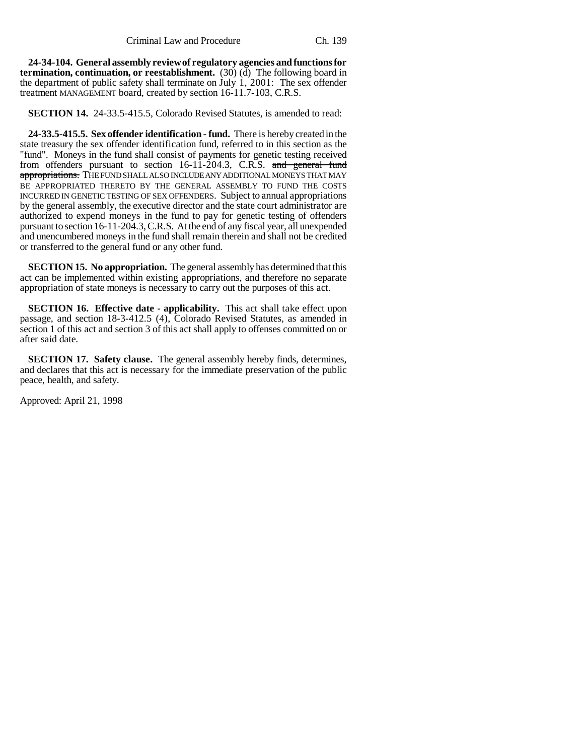**24-34-104. General assembly review of regulatory agencies and functions for termination, continuation, or reestablishment.** (30) (d) The following board in the department of public safety shall terminate on July 1, 2001: The sex offender ~~treatment~~ MANAGEMENT board, created by section 16-11.7-103, C.R.S.

**SECTION 14.** 24-33.5-415.5, Colorado Revised Statutes, is amended to read:

**24-33.5-415.5. Sex offender identification - fund.** There is hereby created in the state treasury the sex offender identification fund, referred to in this section as the "fund". Moneys in the fund shall consist of payments for genetic testing received from offenders pursuant to section 16-11-204.3, C.R.S. ~~and general fund appropriations.~~ THE FUND SHALL ALSO INCLUDE ANY ADDITIONAL MONEYS THAT MAY BE APPROPRIATED THERETO BY THE GENERAL ASSEMBLY TO FUND THE COSTS INCURRED IN GENETIC TESTING OF SEX OFFENDERS. Subject to annual appropriations by the general assembly, the executive director and the state court administrator are authorized to expend moneys in the fund to pay for genetic testing of offenders pursuant to section 16-11-204.3, C.R.S. At the end of any fiscal year, all unexpended and unencumbered moneys in the fund shall remain therein and shall not be credited or transferred to the general fund or any other fund.

**SECTION 15. No appropriation.** The general assembly has determined that this act can be implemented within existing appropriations, and therefore no separate appropriation of state moneys is necessary to carry out the purposes of this act.

**SECTION 16. Effective date - applicability.** This act shall take effect upon passage, and section 18-3-412.5 (4), Colorado Revised Statutes, as amended in section 1 of this act and section 3 of this act shall apply to offenses committed on or after said date.

**SECTION 17. Safety clause.** The general assembly hereby finds, determines, and declares that this act is necessary for the immediate preservation of the public peace, health, and safety.

Approved: April 21, 1998